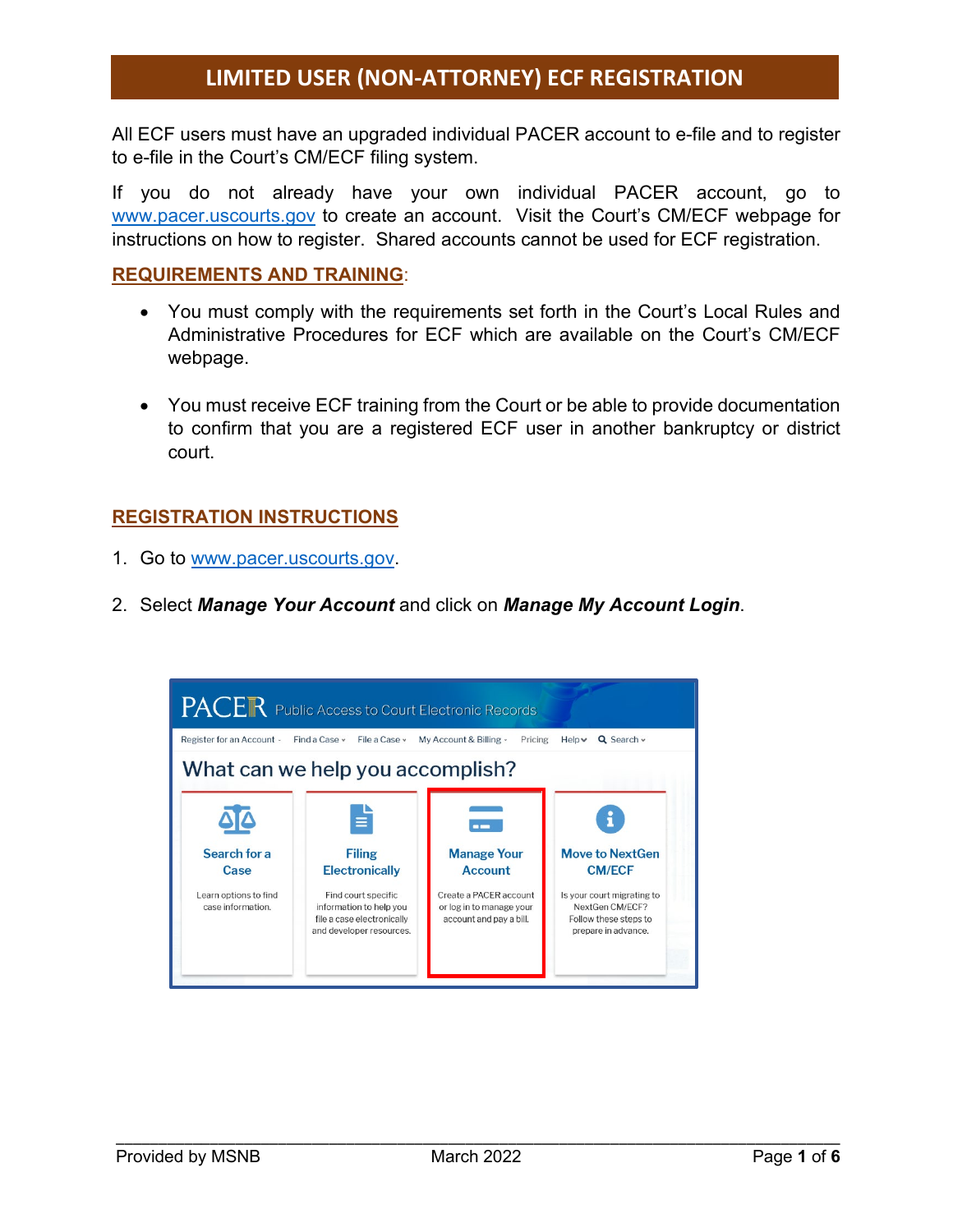# LIMITED USER (NON-ATTORNEY) ECF REGISTRATION

All ECF users must have an upgraded individual PACER account to e-file and to register to e-file in the Court's CM/ECF filing system.

If you do not already have your own individual PACER account, go to www.pacer.uscourts.gov to create an account. Visit the Court's CM/ECF webpage for instructions on how to register. Shared accounts cannot be used for ECF registration.

## REQUIREMENTS AND TRAINING:

- You must comply with the requirements set forth in the Court's Local Rules and Administrative Procedures for ECF which are available on the Court's CM/ECF webpage.

- You must receive ECF training from the Court or be able to provide documentation to confirm that you are a registered ECF user in another bankruptcy or district court.

## REGISTRATION INSTRUCTIONS

1. Go to www.pacer.uscourts.gov.

2. Select ***Manage Your Account*** and click on ***Manage My Account Login***.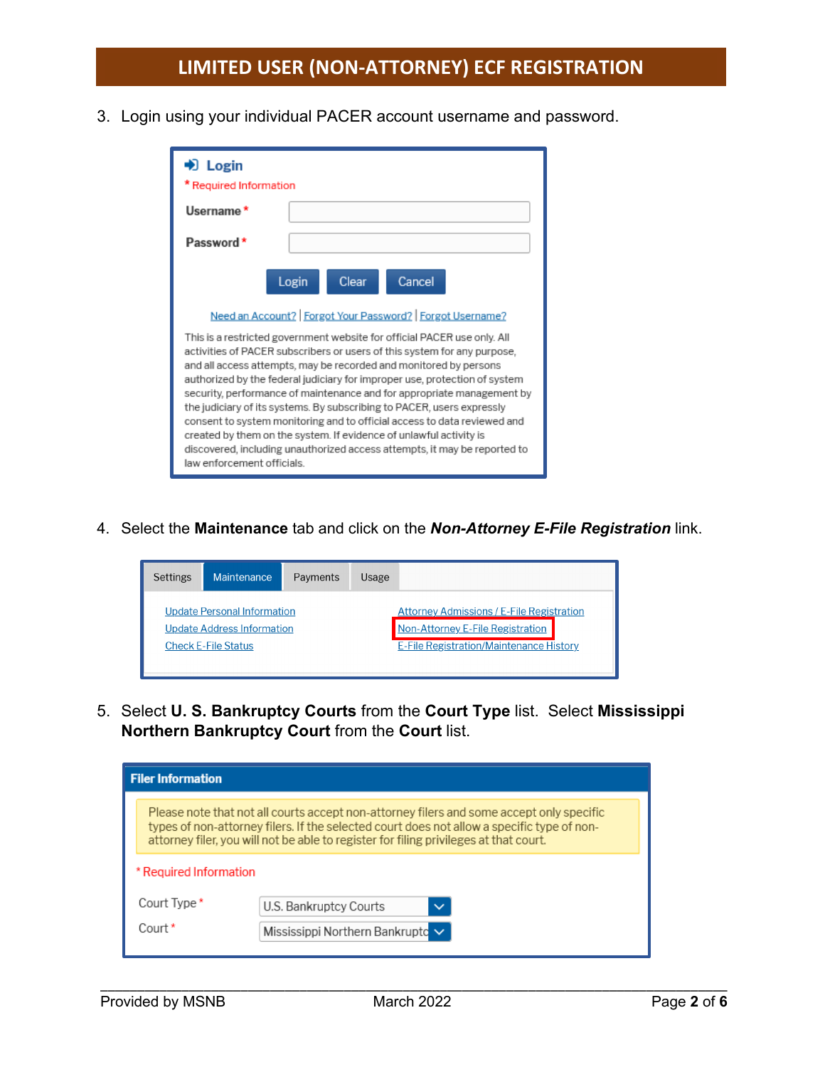## LIMITED USER (NON-ATTORNEY) ECF REGISTRATION

3. Login using your individual PACER account username and password.

**Login**

\* Required Information

**Username** *

**Password** *

Login | Clear | Cancel

Need an Account? | Forgot Your Password? | Forgot Username?

This is a restricted government website for official PACER use only. All activities of PACER subscribers or users of this system for any purpose, and all access attempts, may be recorded and monitored by persons authorized by the federal judiciary for improper use, protection of system security, performance of maintenance and for appropriate management by the judiciary of its systems. By subscribing to PACER, users expressly consent to system monitoring and to official access to data reviewed and created by them on the system. If evidence of unlawful activity is discovered, including unauthorized access attempts, it may be reported to law enforcement officials.

4. Select the **Maintenance** tab and click on the ***Non-Attorney E-File Registration*** link.

Settings | Maintenance | Payments | Usage

Update Personal Information
Update Address Information
Check E-File Status
Attorney Admissions / E-File Registration
Non-Attorney E-File Registration
E-File Registration/Maintenance History

5. Select **U. S. Bankruptcy Courts** from the **Court Type** list. Select **Mississippi Northern Bankruptcy Court** from the **Court** list.

**Filer Information**

Please note that not all courts accept non-attorney filers and some accept only specific types of non-attorney filers. If the selected court does not allow a specific type of non-attorney filer, you will not be able to register for filing privileges at that court.

\* Required Information

Court Type * U.S. Bankruptcy Courts

Court * Mississippi Northern Bankruptc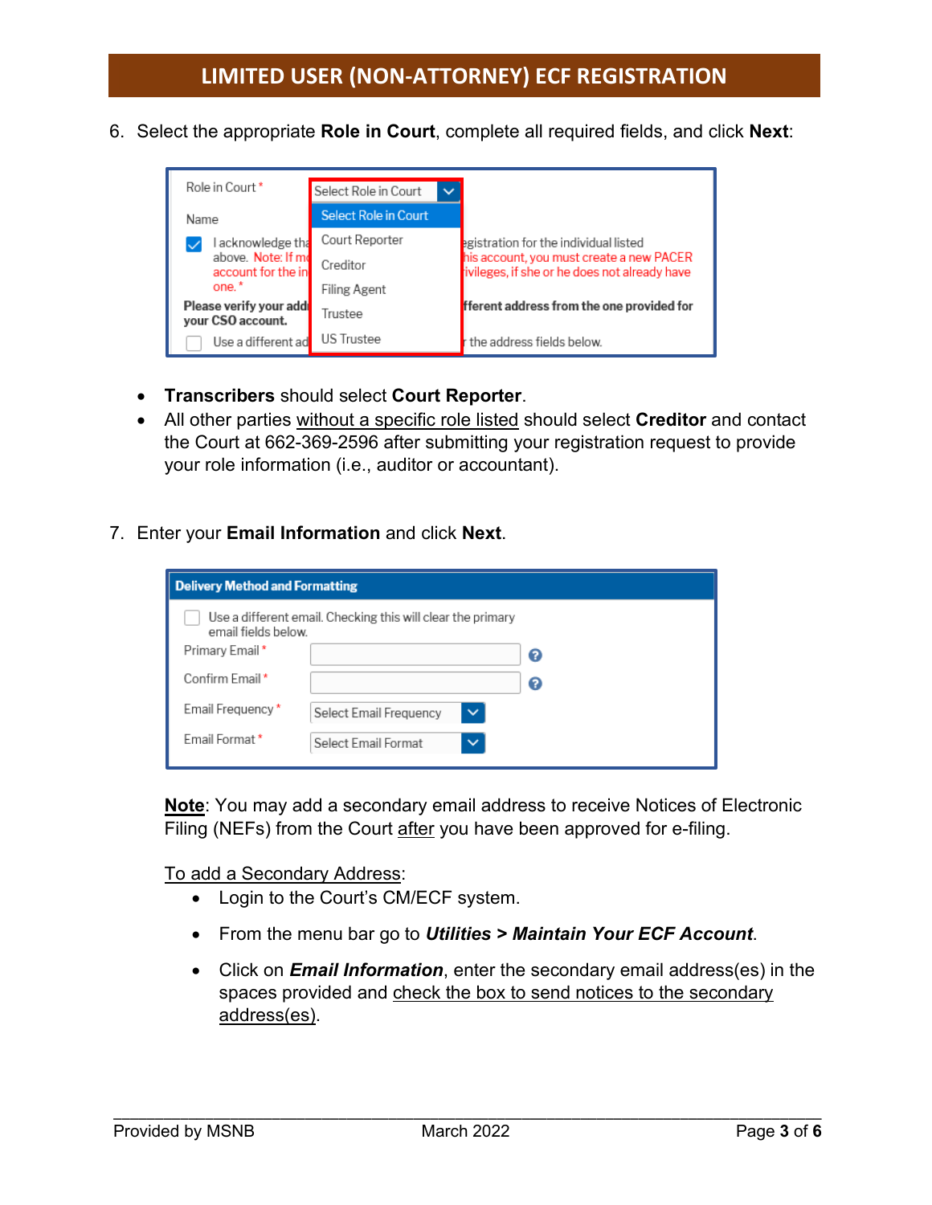## LIMITED USER (NON-ATTORNEY) ECF REGISTRATION

6. Select the appropriate **Role in Court**, complete all required fields, and click **Next**:

   - **Transcribers** should select **Court Reporter**.
   - All other parties without a specific role listed should select **Creditor** and contact the Court at 662-369-2596 after submitting your registration request to provide your role information (i.e., auditor or accountant).

7. Enter your **Email Information** and click **Next**.

   **Note**: You may add a secondary email address to receive Notices of Electronic Filing (NEFs) from the Court after you have been approved for e-filing.

   To add a Secondary Address:

   - Login to the Court's CM/ECF system.
   - From the menu bar go to ***Utilities > Maintain Your ECF Account***.
   - Click on ***Email Information***, enter the secondary email address(es) in the spaces provided and check the box to send notices to the secondary address(es).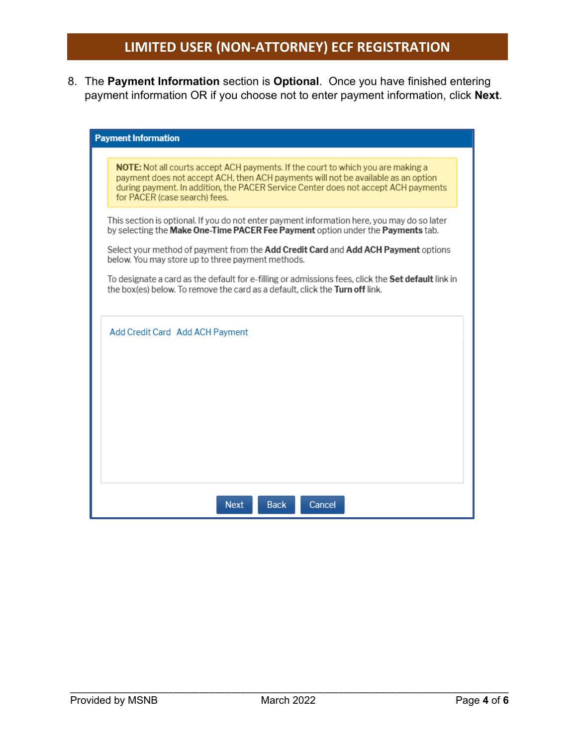## LIMITED USER (NON-ATTORNEY) ECF REGISTRATION

8. The **Payment Information** section is **Optional**. Once you have finished entering payment information OR if you choose not to enter payment information, click **Next**.

**Payment Information**

**NOTE:** Not all courts accept ACH payments. If the court to which you are making a payment does not accept ACH, then ACH payments will not be available as an option during payment. In addition, the PACER Service Center does not accept ACH payments for PACER (case search) fees.

This section is optional. If you do not enter payment information here, you may do so later by selecting the **Make One-Time PACER Fee Payment** option under the **Payments** tab.

Select your method of payment from the **Add Credit Card** and **Add ACH Payment** options below. You may store up to three payment methods.

To designate a card as the default for e-filling or admissions fees, click the **Set default** link in the box(es) below. To remove the card as a default, click the **Turn off** link.

Add Credit Card   Add ACH Payment

Next   Back   Cancel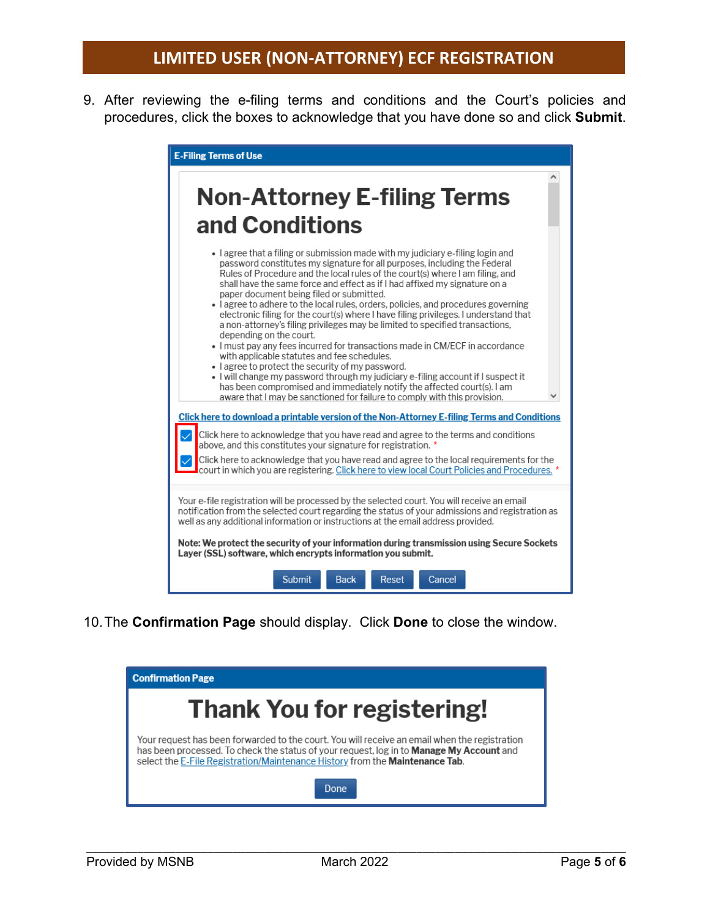## LIMITED USER (NON-ATTORNEY) ECF REGISTRATION

9. After reviewing the e-filing terms and conditions and the Court's policies and procedures, click the boxes to acknowledge that you have done so and click **Submit**.

**E-Filing Terms of Use**

# Non-Attorney E-filing Terms and Conditions

- I agree that a filing or submission made with my judiciary e-filing login and password constitutes my signature for all purposes, including the Federal Rules of Procedure and the local rules of the court(s) where I am filing, and shall have the same force and effect as if I had affixed my signature on a paper document being filed or submitted.
- I agree to adhere to the local rules, orders, policies, and procedures governing electronic filing for the court(s) where I have filing privileges. I understand that a non-attorney's filing privileges may be limited to specified transactions, depending on the court.
- I must pay any fees incurred for transactions made in CM/ECF in accordance with applicable statutes and fee schedules.
- I agree to protect the security of my password.
- I will change my password through my judiciary e-filing account if I suspect it has been compromised and immediately notify the affected court(s). I am aware that I may be sanctioned for failure to comply with this provision.

Click here to download a printable version of the Non-Attorney E-filing Terms and Conditions

- [x] Click here to acknowledge that you have read and agree to the terms and conditions above, and this constitutes your signature for registration. *
- [x] Click here to acknowledge that you have read and agree to the local requirements for the court in which you are registering. Click here to view local Court Policies and Procedures. *

Your e-file registration will be processed by the selected court. You will receive an email notification from the selected court regarding the status of your admissions and registration as well as any additional information or instructions at the email address provided.

**Note: We protect the security of your information during transmission using Secure Sockets Layer (SSL) software, which encrypts information you submit.**

Submit | Back | Reset | Cancel

10. The **Confirmation Page** should display. Click **Done** to close the window.

**Confirmation Page**

# Thank You for registering!

Your request has been forwarded to the court. You will receive an email when the registration has been processed. To check the status of your request, log in to **Manage My Account** and select the E-File Registration/Maintenance History from the **Maintenance Tab**.

Done

Provided by MSNB March 2022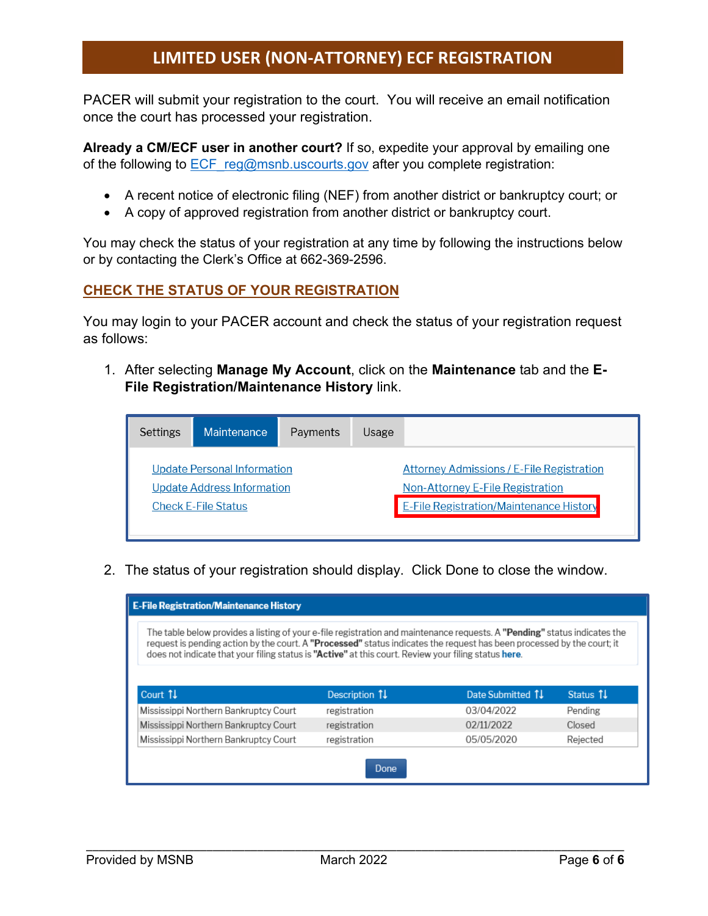# LIMITED USER (NON-ATTORNEY) ECF REGISTRATION

PACER will submit your registration to the court. You will receive an email notification once the court has processed your registration.

**Already a CM/ECF user in another court?** If so, expedite your approval by emailing one of the following to ECF_reg@msnb.uscourts.gov after you complete registration:

- A recent notice of electronic filing (NEF) from another district or bankruptcy court; or
- A copy of approved registration from another district or bankruptcy court.

You may check the status of your registration at any time by following the instructions below or by contacting the Clerk's Office at 662-369-2596.

## CHECK THE STATUS OF YOUR REGISTRATION

You may login to your PACER account and check the status of your registration request as follows:

1. After selecting **Manage My Account**, click on the **Maintenance** tab and the **E-File Registration/Maintenance History** link.

Settings | Maintenance | Payments | Usage

Update Personal Information
Update Address Information
Check E-File Status
Attorney Admissions / E-File Registration
Non-Attorney E-File Registration
E-File Registration/Maintenance History

2. The status of your registration should display. Click Done to close the window.

**E-File Registration/Maintenance History**

The table below provides a listing of your e-file registration and maintenance requests. A **"Pending"** status indicates the request is pending action by the court. A **"Processed"** status indicates the request has been processed by the court; it does not indicate that your filing status is **"Active"** at this court. Review your filing status **here**.

| Court | Description | Date Submitted | Status |
|---|---|---|---|
| Mississippi Northern Bankruptcy Court | registration | 03/04/2022 | Pending |
| Mississippi Northern Bankruptcy Court | registration | 02/11/2022 | Closed |
| Mississippi Northern Bankruptcy Court | registration | 05/05/2020 | Rejected |

Done

Provided by MSNB March 2022